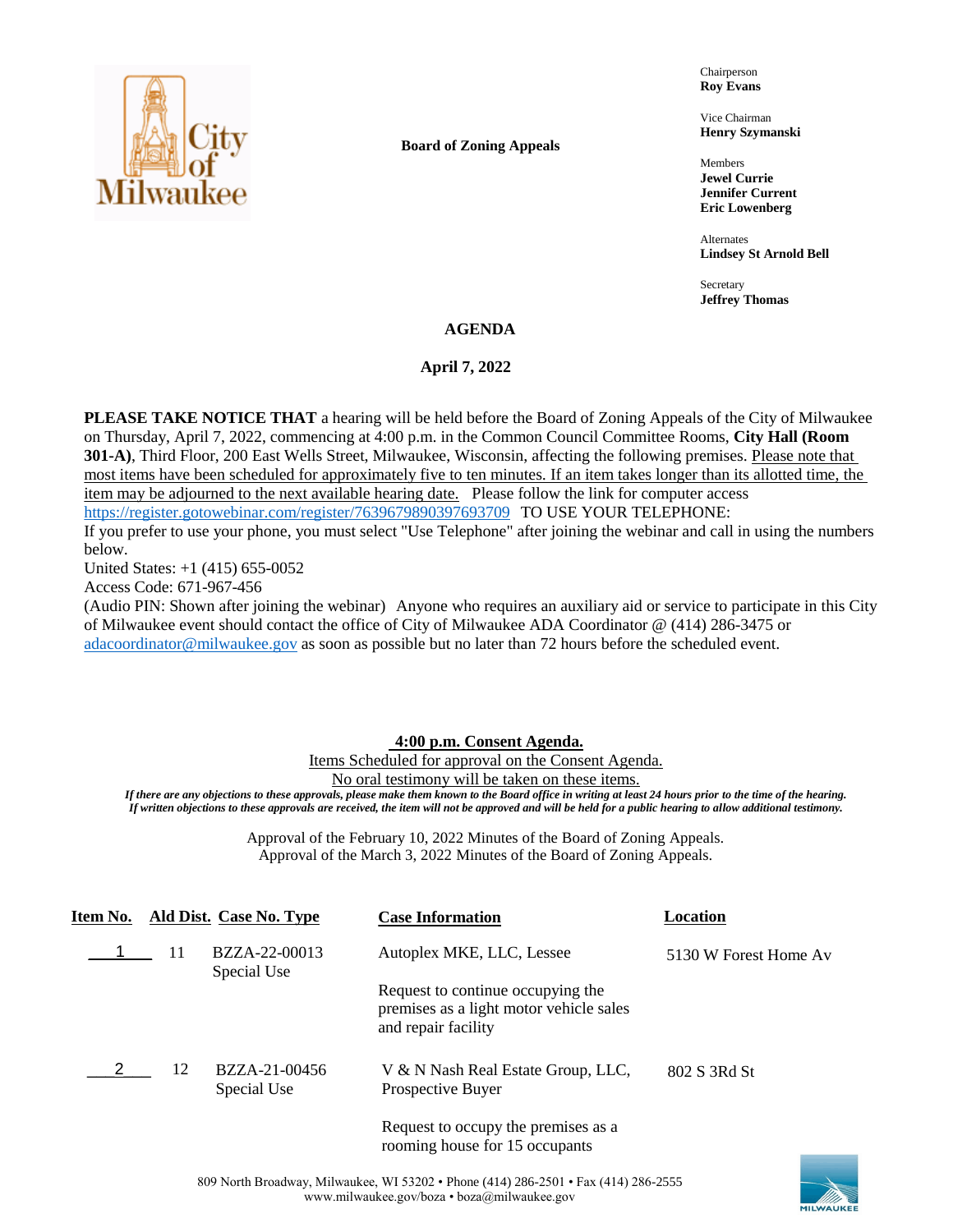City of Milwaukee

**Board of Zoning Appeals**

Chairperson
**Roy Evans**

Vice Chairman
**Henry Szymanski**

Members
**Jewel Currie**
**Jennifer Current**
**Eric Lowenberg**

Alternates
**Lindsey St Arnold Bell**

Secretary
**Jeffrey Thomas**

## AGENDA

**April 7, 2022**

**PLEASE TAKE NOTICE THAT** a hearing will be held before the Board of Zoning Appeals of the City of Milwaukee on Thursday, April 7, 2022, commencing at 4:00 p.m. in the Common Council Committee Rooms, **City Hall (Room 301-A)**, Third Floor, 200 East Wells Street, Milwaukee, Wisconsin, affecting the following premises. Please note that most items have been scheduled for approximately five to ten minutes. If an item takes longer than its allotted time, the item may be adjourned to the next available hearing date. Please follow the link for computer access https://register.gotowebinar.com/register/7639679890397693709 TO USE YOUR TELEPHONE:
If you prefer to use your phone, you must select "Use Telephone" after joining the webinar and call in using the numbers below.
United States: +1 (415) 655-0052
Access Code: 671-967-456
(Audio PIN: Shown after joining the webinar) Anyone who requires an auxiliary aid or service to participate in this City of Milwaukee event should contact the office of City of Milwaukee ADA Coordinator @ (414) 286-3475 or adacoordinator@milwaukee.gov as soon as possible but no later than 72 hours before the scheduled event.

**4:00 p.m. Consent Agenda.**

Items Scheduled for approval on the Consent Agenda.
No oral testimony will be taken on these items.

***If there are any objections to these approvals, please make them known to the Board office in writing at least 24 hours prior to the time of the hearing. If written objections to these approvals are received, the item will not be approved and will be held for a public hearing to allow additional testimony.***

Approval of the February 10, 2022 Minutes of the Board of Zoning Appeals.
Approval of the March 3, 2022 Minutes of the Board of Zoning Appeals.

| Item No. | Ald Dist. | Case No. Type | Case Information | Location |
|---|---|---|---|---|
| 1 | 11 | BZZA-22-00013 Special Use | Autoplex MKE, LLC, Lessee<br><br>Request to continue occupying the premises as a light motor vehicle sales and repair facility | 5130 W Forest Home Av |
| 2 | 12 | BZZA-21-00456 Special Use | V & N Nash Real Estate Group, LLC, Prospective Buyer<br><br>Request to occupy the premises as a rooming house for 15 occupants | 802 S 3Rd St |

809 North Broadway, Milwaukee, WI 53202 • Phone (414) 286-2501 • Fax (414) 286-2555
www.milwaukee.gov/boza • boza@milwaukee.gov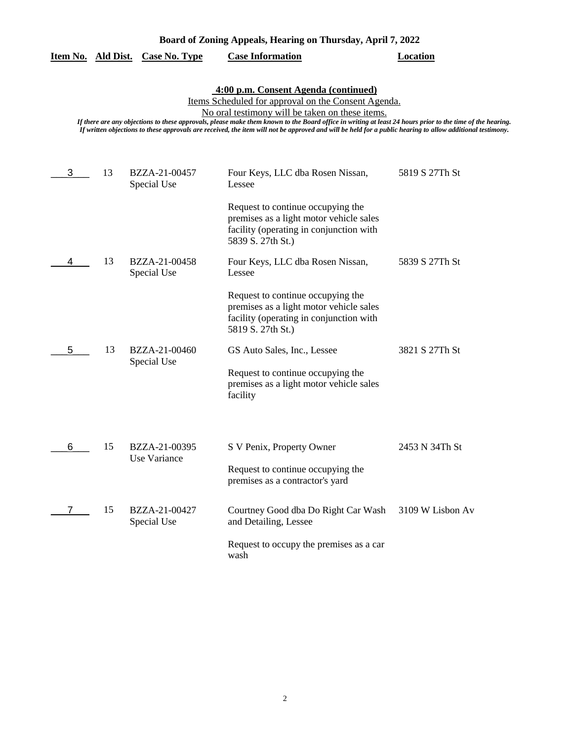# Board of Zoning Appeals, Hearing on Thursday, April 7, 2022

## 4:00 p.m. Consent Agenda (continued)

Items Scheduled for approval on the Consent Agenda.

No oral testimony will be taken on these items.

*If there are any objections to these approvals, please make them known to the Board office in writing at least 24 hours prior to the time of the hearing. If written objections to these approvals are received, the item will not be approved and will be held for a public hearing to allow additional testimony.*

| Item No. | Ald Dist. | Case No. Type | Case Information | Location |
|---|---|---|---|---|
| 3 | 13 | BZZA-21-00457 Special Use | Four Keys, LLC dba Rosen Nissan, Lessee<br><br>Request to continue occupying the premises as a light motor vehicle sales facility (operating in conjunction with 5839 S. 27th St.) | 5819 S 27Th St |
| 4 | 13 | BZZA-21-00458 Special Use | Four Keys, LLC dba Rosen Nissan, Lessee<br><br>Request to continue occupying the premises as a light motor vehicle sales facility (operating in conjunction with 5819 S. 27th St.) | 5839 S 27Th St |
| 5 | 13 | BZZA-21-00460 Special Use | GS Auto Sales, Inc., Lessee<br><br>Request to continue occupying the premises as a light motor vehicle sales facility | 3821 S 27Th St |
| 6 | 15 | BZZA-21-00395 Use Variance | S V Penix, Property Owner<br><br>Request to continue occupying the premises as a contractor's yard | 2453 N 34Th St |
| 7 | 15 | BZZA-21-00427 Special Use | Courtney Good dba Do Right Car Wash and Detailing, Lessee<br><br>Request to occupy the premises as a car wash | 3109 W Lisbon Av |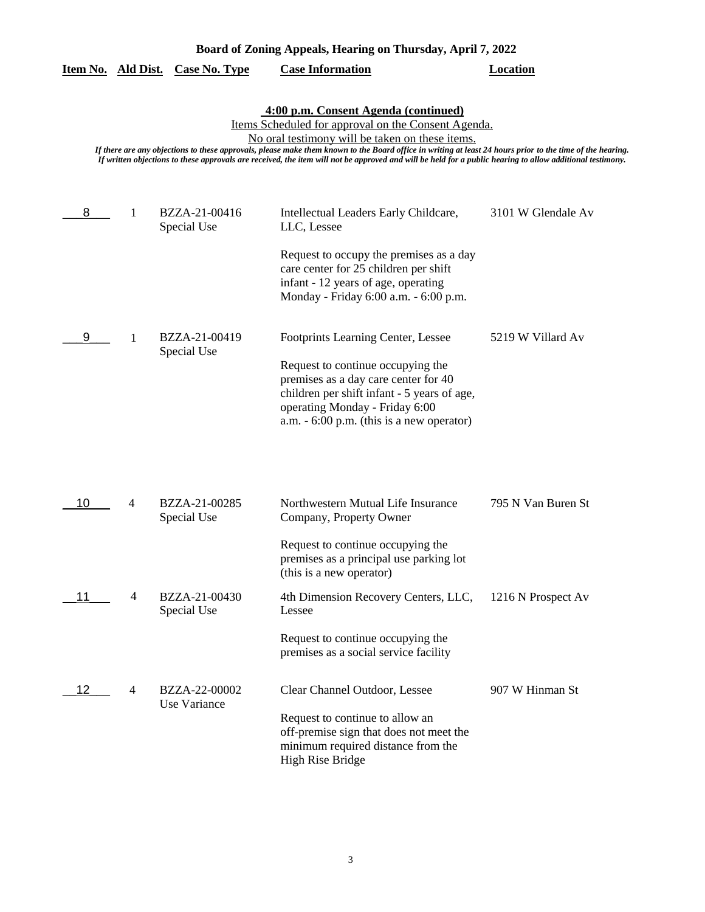**Board of Zoning Appeals, Hearing on Thursday, April 7, 2022**

**4:00 p.m. Consent Agenda (continued)**

Items Scheduled for approval on the Consent Agenda.

No oral testimony will be taken on these items.

*If there are any objections to these approvals, please make them known to the Board office in writing at least 24 hours prior to the time of the hearing. If written objections to these approvals are received, the item will not be approved and will be held for a public hearing to allow additional testimony.*

| Item No. | Ald Dist. | Case No. Type | Case Information | Location |
|---|---|---|---|---|
| 8 | 1 | BZZA-21-00416 Special Use | Intellectual Leaders Early Childcare, LLC, Lessee<br><br>Request to occupy the premises as a day care center for 25 children per shift infant - 12 years of age, operating Monday - Friday 6:00 a.m. - 6:00 p.m. | 3101 W Glendale Av |
| 9 | 1 | BZZA-21-00419 Special Use | Footprints Learning Center, Lessee<br><br>Request to continue occupying the premises as a day care center for 40 children per shift infant - 5 years of age, operating Monday - Friday 6:00 a.m. - 6:00 p.m. (this is a new operator) | 5219 W Villard Av |
| 10 | 4 | BZZA-21-00285 Special Use | Northwestern Mutual Life Insurance Company, Property Owner<br><br>Request to continue occupying the premises as a principal use parking lot (this is a new operator) | 795 N Van Buren St |
| 11 | 4 | BZZA-21-00430 Special Use | 4th Dimension Recovery Centers, LLC, Lessee<br><br>Request to continue occupying the premises as a social service facility | 1216 N Prospect Av |
| 12 | 4 | BZZA-22-00002 Use Variance | Clear Channel Outdoor, Lessee<br><br>Request to continue to allow an off-premise sign that does not meet the minimum required distance from the High Rise Bridge | 907 W Hinman St |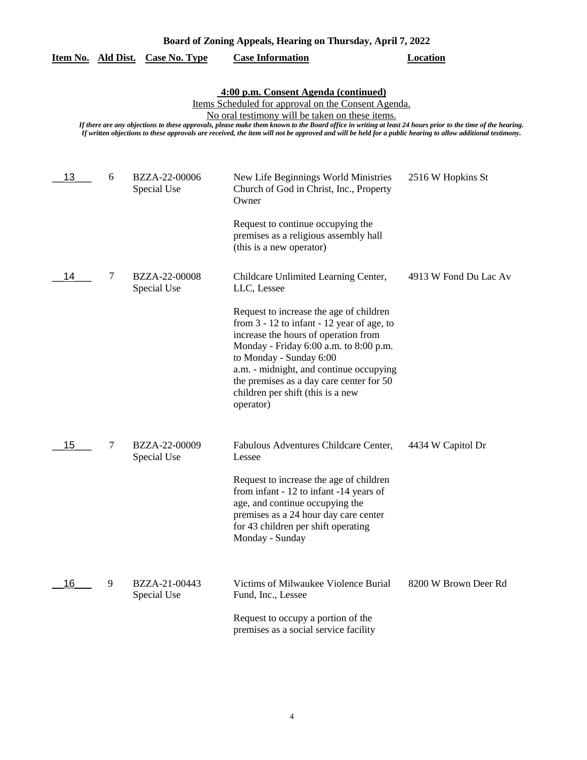**Board of Zoning Appeals, Hearing on Thursday, April 7, 2022**

## 4:00 p.m. Consent Agenda (continued)

Items Scheduled for approval on the Consent Agenda.

No oral testimony will be taken on these items.

*If there are any objections to these approvals, please make them known to the Board office in writing at least 24 hours prior to the time of the hearing. If written objections to these approvals are received, the item will not be approved and will be held for a public hearing to allow additional testimony.*

| Item No. | Ald Dist. | Case No. Type | Case Information | Location |
|---|---|---|---|---|
| 13 | 6 | BZZA-22-00006 Special Use | New Life Beginnings World Ministries Church of God in Christ, Inc., Property Owner<br><br>Request to continue occupying the premises as a religious assembly hall (this is a new operator) | 2516 W Hopkins St |
| 14 | 7 | BZZA-22-00008 Special Use | Childcare Unlimited Learning Center, LLC, Lessee<br><br>Request to increase the age of children from 3 - 12 to infant - 12 year of age, to increase the hours of operation from Monday - Friday 6:00 a.m. to 8:00 p.m. to Monday - Sunday 6:00 a.m. - midnight, and continue occupying the premises as a day care center for 50 children per shift (this is a new operator) | 4913 W Fond Du Lac Av |
| 15 | 7 | BZZA-22-00009 Special Use | Fabulous Adventures Childcare Center, Lessee<br><br>Request to increase the age of children from infant - 12 to infant -14 years of age, and continue occupying the premises as a 24 hour day care center for 43 children per shift operating Monday - Sunday | 4434 W Capitol Dr |
| 16 | 9 | BZZA-21-00443 Special Use | Victims of Milwaukee Violence Burial Fund, Inc., Lessee<br><br>Request to occupy a portion of the premises as a social service facility | 8200 W Brown Deer Rd |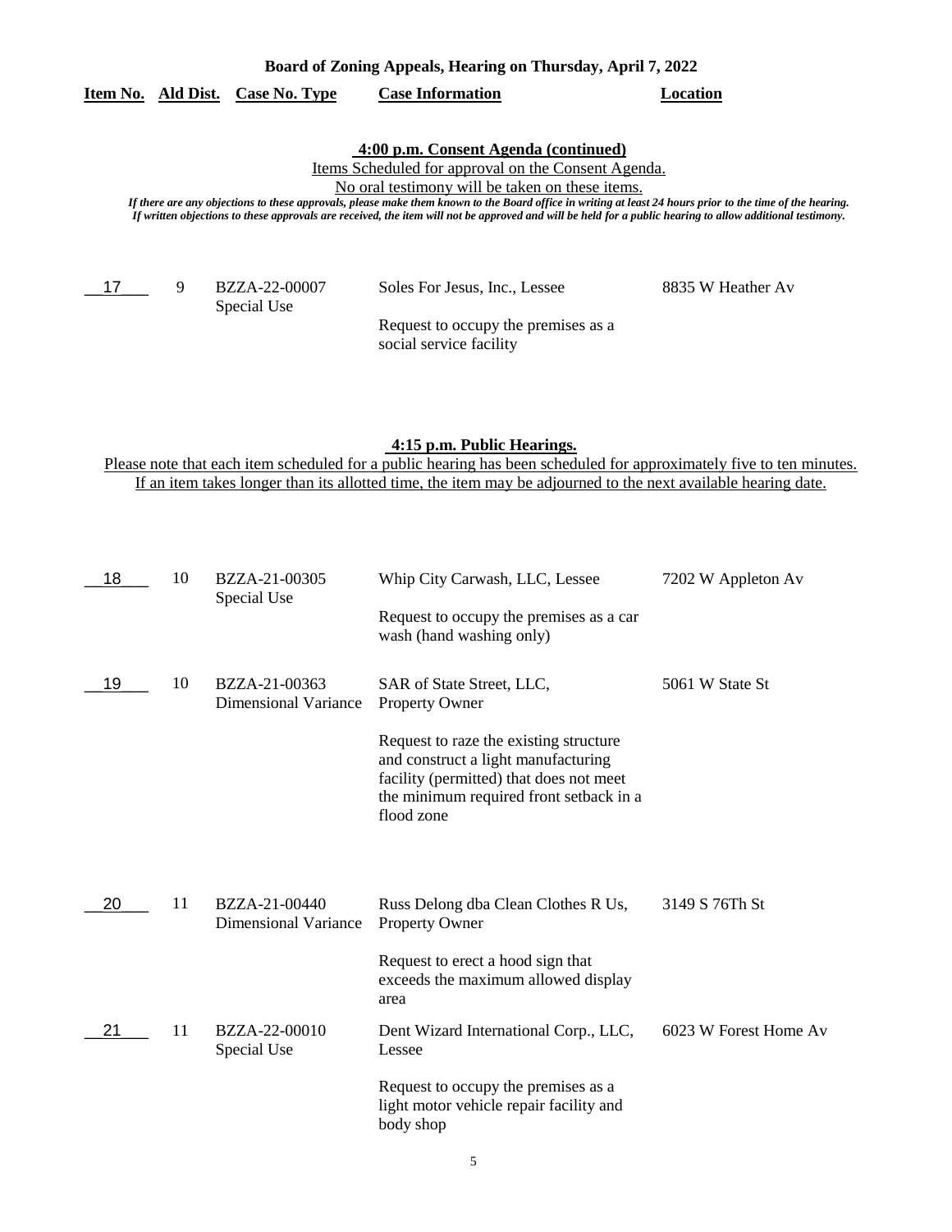**Board of Zoning Appeals, Hearing on Thursday, April 7, 2022**

| Item No. | Ald Dist. | Case No. Type | Case Information | Location |
|---|---|---|---|---|

**4:00 p.m. Consent Agenda (continued)**

Items Scheduled for approval on the Consent Agenda.

No oral testimony will be taken on these items.

*If there are any objections to these approvals, please make them known to the Board office in writing at least 24 hours prior to the time of the hearing. If written objections to these approvals are received, the item will not be approved and will be held for a public hearing to allow additional testimony.*

| Item No. | Ald Dist. | Case No. Type | Case Information | Location |
|---|---|---|---|---|
| 17 | 9 | BZZA-22-00007 Special Use | Soles For Jesus, Inc., Lessee<br><br>Request to occupy the premises as a social service facility | 8835 W Heather Av |

**4:15 p.m. Public Hearings.**

Please note that each item scheduled for a public hearing has been scheduled for approximately five to ten minutes. If an item takes longer than its allotted time, the item may be adjourned to the next available hearing date.

| Item No. | Ald Dist. | Case No. Type | Case Information | Location |
|---|---|---|---|---|
| 18 | 10 | BZZA-21-00305 Special Use | Whip City Carwash, LLC, Lessee<br><br>Request to occupy the premises as a car wash (hand washing only) | 7202 W Appleton Av |
| 19 | 10 | BZZA-21-00363 Dimensional Variance | SAR of State Street, LLC, Property Owner<br><br>Request to raze the existing structure and construct a light manufacturing facility (permitted) that does not meet the minimum required front setback in a flood zone | 5061 W State St |
| 20 | 11 | BZZA-21-00440 Dimensional Variance | Russ Delong dba Clean Clothes R Us, Property Owner<br><br>Request to erect a hood sign that exceeds the maximum allowed display area | 3149 S 76Th St |
| 21 | 11 | BZZA-22-00010 Special Use | Dent Wizard International Corp., LLC, Lessee<br><br>Request to occupy the premises as a light motor vehicle repair facility and body shop | 6023 W Forest Home Av |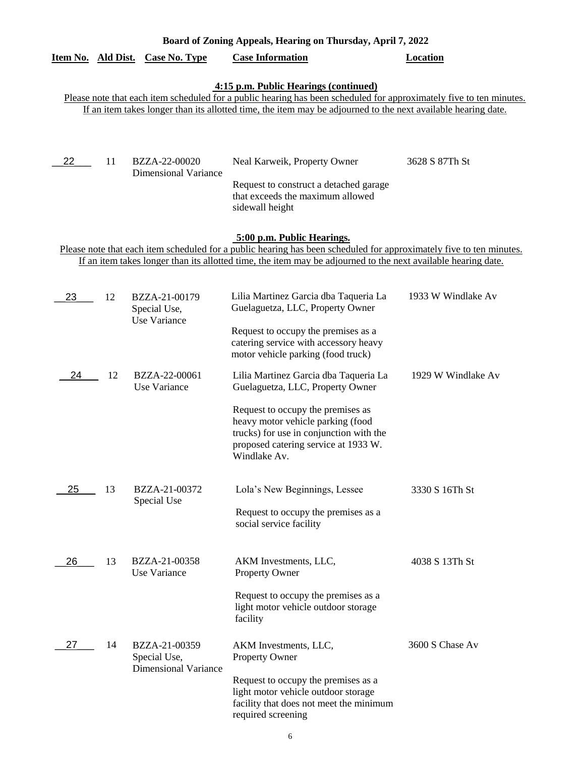**Board of Zoning Appeals, Hearing on Thursday, April 7, 2022**

| Item No. | Ald Dist. | Case No. Type | Case Information | Location |
|---|---|---|---|---|

**4:15 p.m. Public Hearings (continued)**

Please note that each item scheduled for a public hearing has been scheduled for approximately five to ten minutes. If an item takes longer than its allotted time, the item may be adjourned to the next available hearing date.

| Item No. | Ald Dist. | Case No. Type | Case Information | Location |
|---|---|---|---|---|
| 22 | 11 | BZZA-22-00020 Dimensional Variance | Neal Karweik, Property Owner<br><br>Request to construct a detached garage that exceeds the maximum allowed sidewall height | 3628 S 87Th St |

**5:00 p.m. Public Hearings.**

Please note that each item scheduled for a public hearing has been scheduled for approximately five to ten minutes. If an item takes longer than its allotted time, the item may be adjourned to the next available hearing date.

| Item No. | Ald Dist. | Case No. Type | Case Information | Location |
|---|---|---|---|---|
| 23 | 12 | BZZA-21-00179 Special Use, Use Variance | Lilia Martinez Garcia dba Taqueria La Guelaguetza, LLC, Property Owner<br><br>Request to occupy the premises as a catering service with accessory heavy motor vehicle parking (food truck) | 1933 W Windlake Av |
| 24 | 12 | BZZA-22-00061 Use Variance | Lilia Martinez Garcia dba Taqueria La Guelaguetza, LLC, Property Owner<br><br>Request to occupy the premises as heavy motor vehicle parking (food trucks) for use in conjunction with the proposed catering service at 1933 W. Windlake Av. | 1929 W Windlake Av |
| 25 | 13 | BZZA-21-00372 Special Use | Lola's New Beginnings, Lessee<br><br>Request to occupy the premises as a social service facility | 3330 S 16Th St |
| 26 | 13 | BZZA-21-00358 Use Variance | AKM Investments, LLC, Property Owner<br><br>Request to occupy the premises as a light motor vehicle outdoor storage facility | 4038 S 13Th St |
| 27 | 14 | BZZA-21-00359 Special Use, Dimensional Variance | AKM Investments, LLC, Property Owner<br><br>Request to occupy the premises as a light motor vehicle outdoor storage facility that does not meet the minimum required screening | 3600 S Chase Av |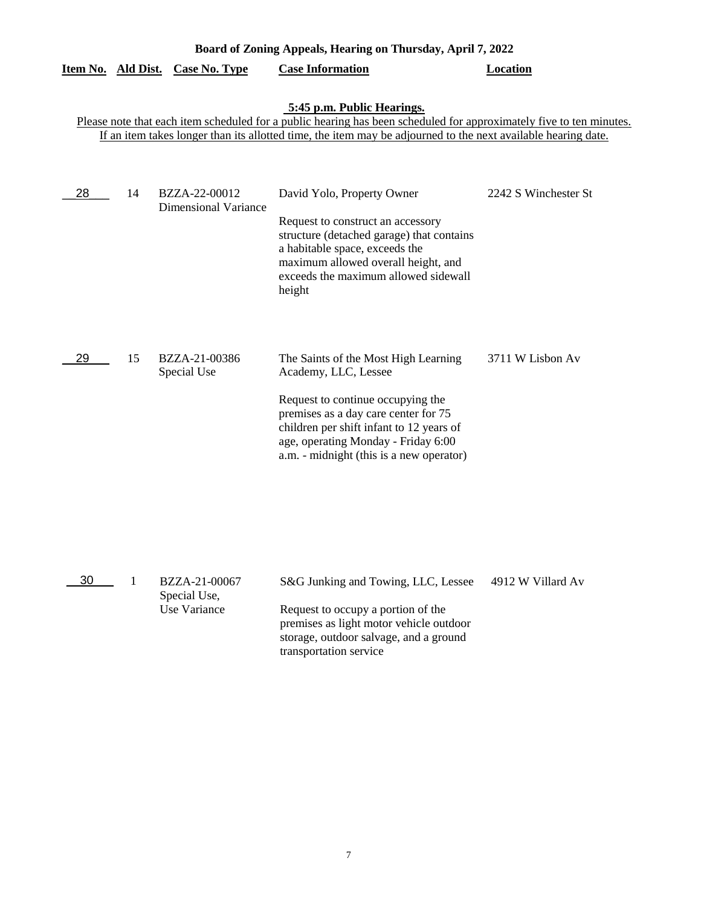**Board of Zoning Appeals, Hearing on Thursday, April 7, 2022**

**5:45 p.m. Public Hearings.**

Please note that each item scheduled for a public hearing has been scheduled for approximately five to ten minutes. If an item takes longer than its allotted time, the item may be adjourned to the next available hearing date.

| Item No. | Ald Dist. | Case No. Type | Case Information | Location |
|---|---|---|---|---|
| 28 | 14 | BZZA-22-00012<br>Dimensional Variance | David Yolo, Property Owner<br><br>Request to construct an accessory structure (detached garage) that contains a habitable space, exceeds the maximum allowed overall height, and exceeds the maximum allowed sidewall height | 2242 S Winchester St |
| 29 | 15 | BZZA-21-00386<br>Special Use | The Saints of the Most High Learning Academy, LLC, Lessee<br><br>Request to continue occupying the premises as a day care center for 75 children per shift infant to 12 years of age, operating Monday - Friday 6:00 a.m. - midnight (this is a new operator) | 3711 W Lisbon Av |
| 30 | 1 | BZZA-21-00067<br>Special Use,<br>Use Variance | S&G Junking and Towing, LLC, Lessee<br><br>Request to occupy a portion of the premises as light motor vehicle outdoor storage, outdoor salvage, and a ground transportation service | 4912 W Villard Av |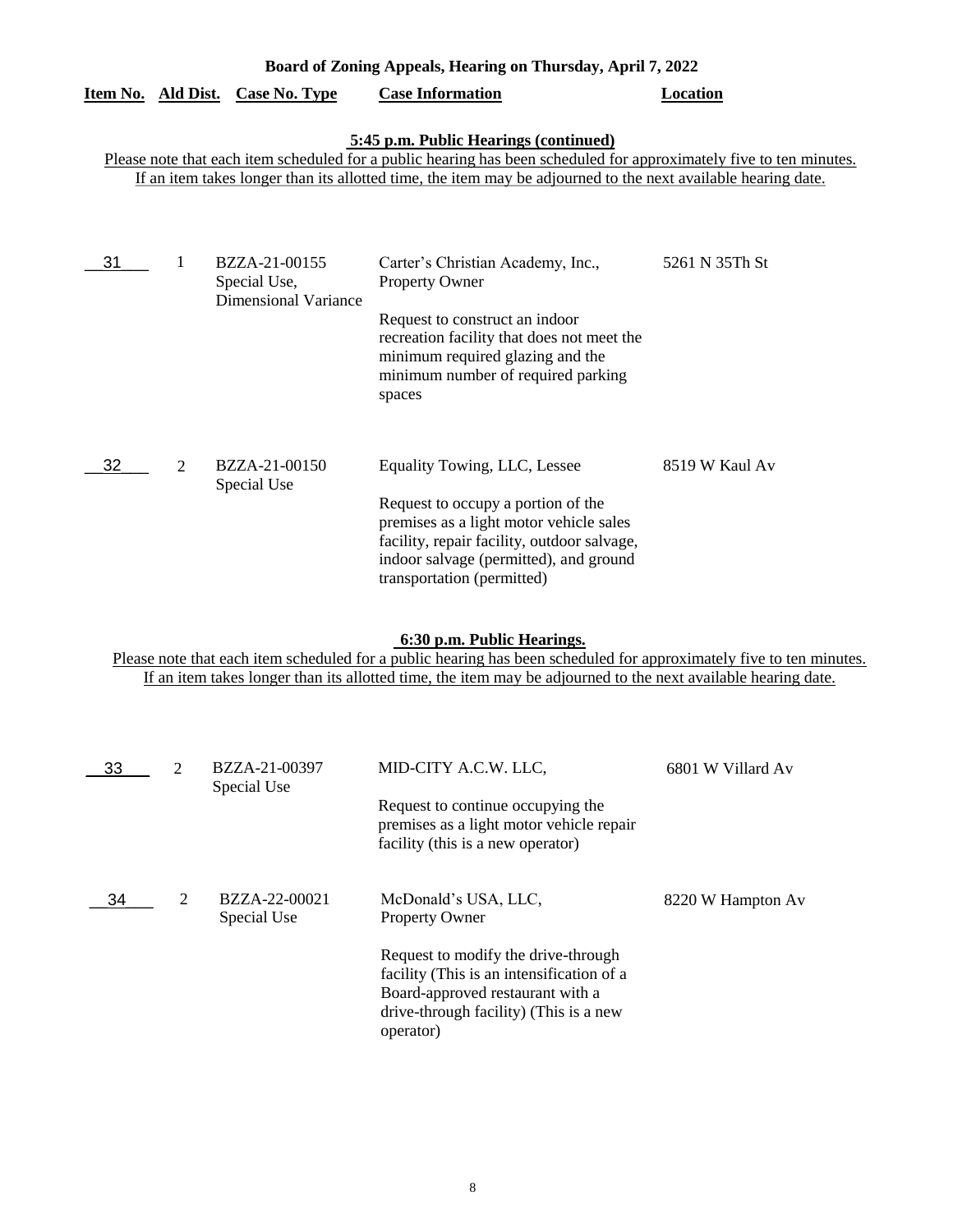**Board of Zoning Appeals, Hearing on Thursday, April 7, 2022**

| Item No. | Ald Dist. | Case No. Type | Case Information | Location |
|---|---|---|---|---|

**5:45 p.m. Public Hearings (continued)**

Please note that each item scheduled for a public hearing has been scheduled for approximately five to ten minutes. If an item takes longer than its allotted time, the item may be adjourned to the next available hearing date.

| Item No. | Ald Dist. | Case No. Type | Case Information | Location |
|---|---|---|---|---|
| 31 | 1 | BZZA-21-00155 Special Use, Dimensional Variance | Carter's Christian Academy, Inc., Property Owner<br><br>Request to construct an indoor recreation facility that does not meet the minimum required glazing and the minimum number of required parking spaces | 5261 N 35Th St |
| 32 | 2 | BZZA-21-00150 Special Use | Equality Towing, LLC, Lessee<br><br>Request to occupy a portion of the premises as a light motor vehicle sales facility, repair facility, outdoor salvage, indoor salvage (permitted), and ground transportation (permitted) | 8519 W Kaul Av |

**6:30 p.m. Public Hearings.**

Please note that each item scheduled for a public hearing has been scheduled for approximately five to ten minutes. If an item takes longer than its allotted time, the item may be adjourned to the next available hearing date.

| Item No. | Ald Dist. | Case No. Type | Case Information | Location |
|---|---|---|---|---|
| 33 | 2 | BZZA-21-00397 Special Use | MID-CITY A.C.W. LLC,<br><br>Request to continue occupying the premises as a light motor vehicle repair facility (this is a new operator) | 6801 W Villard Av |
| 34 | 2 | BZZA-22-00021 Special Use | McDonald's USA, LLC, Property Owner<br><br>Request to modify the drive-through facility (This is an intensification of a Board-approved restaurant with a drive-through facility) (This is a new operator) | 8220 W Hampton Av |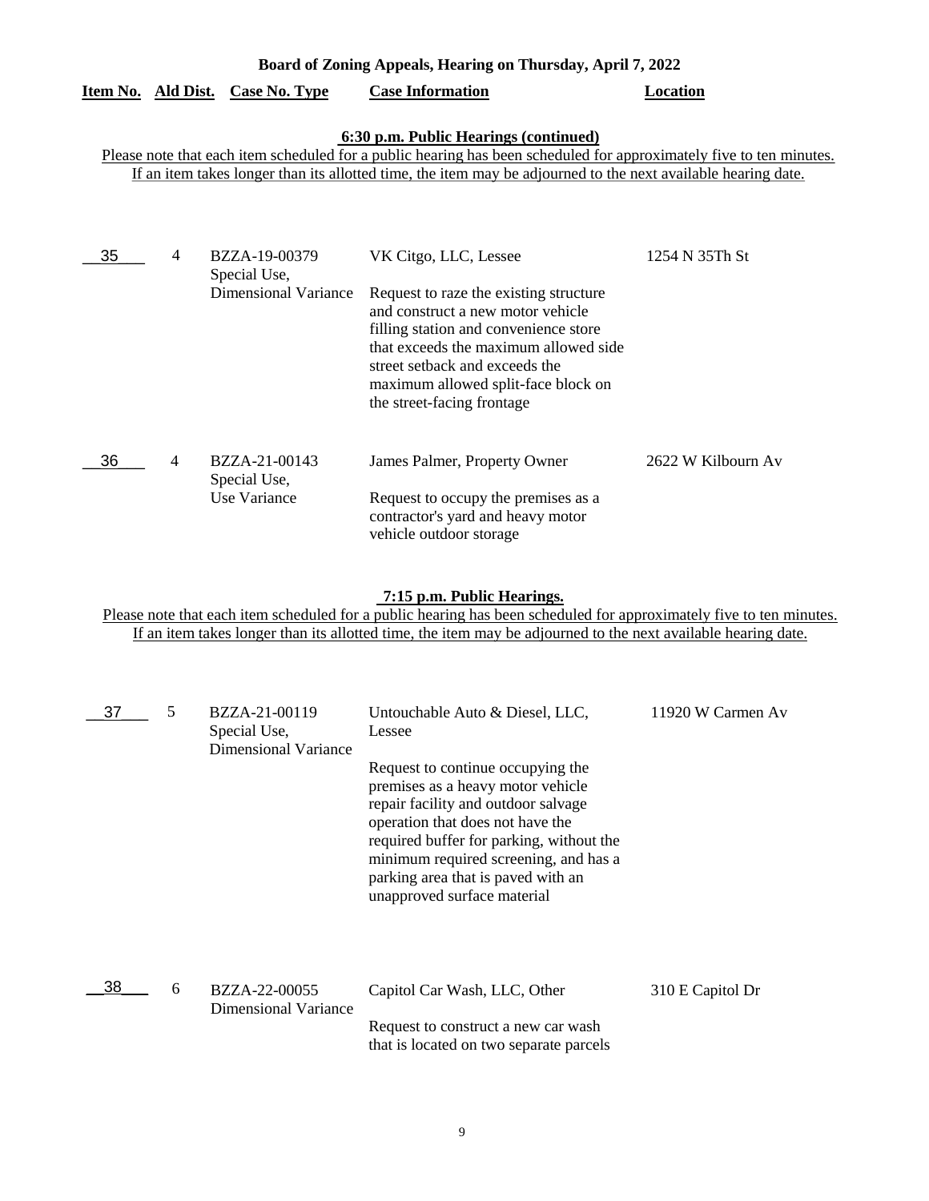**Board of Zoning Appeals, Hearing on Thursday, April 7, 2022**

## 6:30 p.m. Public Hearings (continued)

Please note that each item scheduled for a public hearing has been scheduled for approximately five to ten minutes. If an item takes longer than its allotted time, the item may be adjourned to the next available hearing date.

| Item No. | Ald Dist. | Case No. Type | Case Information | Location |
|---|---|---|---|---|
| 35 | 4 | BZZA-19-00379 Special Use, Dimensional Variance | VK Citgo, LLC, Lessee<br><br>Request to raze the existing structure and construct a new motor vehicle filling station and convenience store that exceeds the maximum allowed side street setback and exceeds the maximum allowed split-face block on the street-facing frontage | 1254 N 35Th St |
| 36 | 4 | BZZA-21-00143 Special Use, Use Variance | James Palmer, Property Owner<br><br>Request to occupy the premises as a contractor's yard and heavy motor vehicle outdoor storage | 2622 W Kilbourn Av |

## 7:15 p.m. Public Hearings.

Please note that each item scheduled for a public hearing has been scheduled for approximately five to ten minutes. If an item takes longer than its allotted time, the item may be adjourned to the next available hearing date.

| Item No. | Ald Dist. | Case No. Type | Case Information | Location |
|---|---|---|---|---|
| 37 | 5 | BZZA-21-00119 Special Use, Dimensional Variance | Untouchable Auto & Diesel, LLC, Lessee<br><br>Request to continue occupying the premises as a heavy motor vehicle repair facility and outdoor salvage operation that does not have the required buffer for parking, without the minimum required screening, and has a parking area that is paved with an unapproved surface material | 11920 W Carmen Av |
| 38 | 6 | BZZA-22-00055 Dimensional Variance | Capitol Car Wash, LLC, Other<br><br>Request to construct a new car wash that is located on two separate parcels | 310 E Capitol Dr |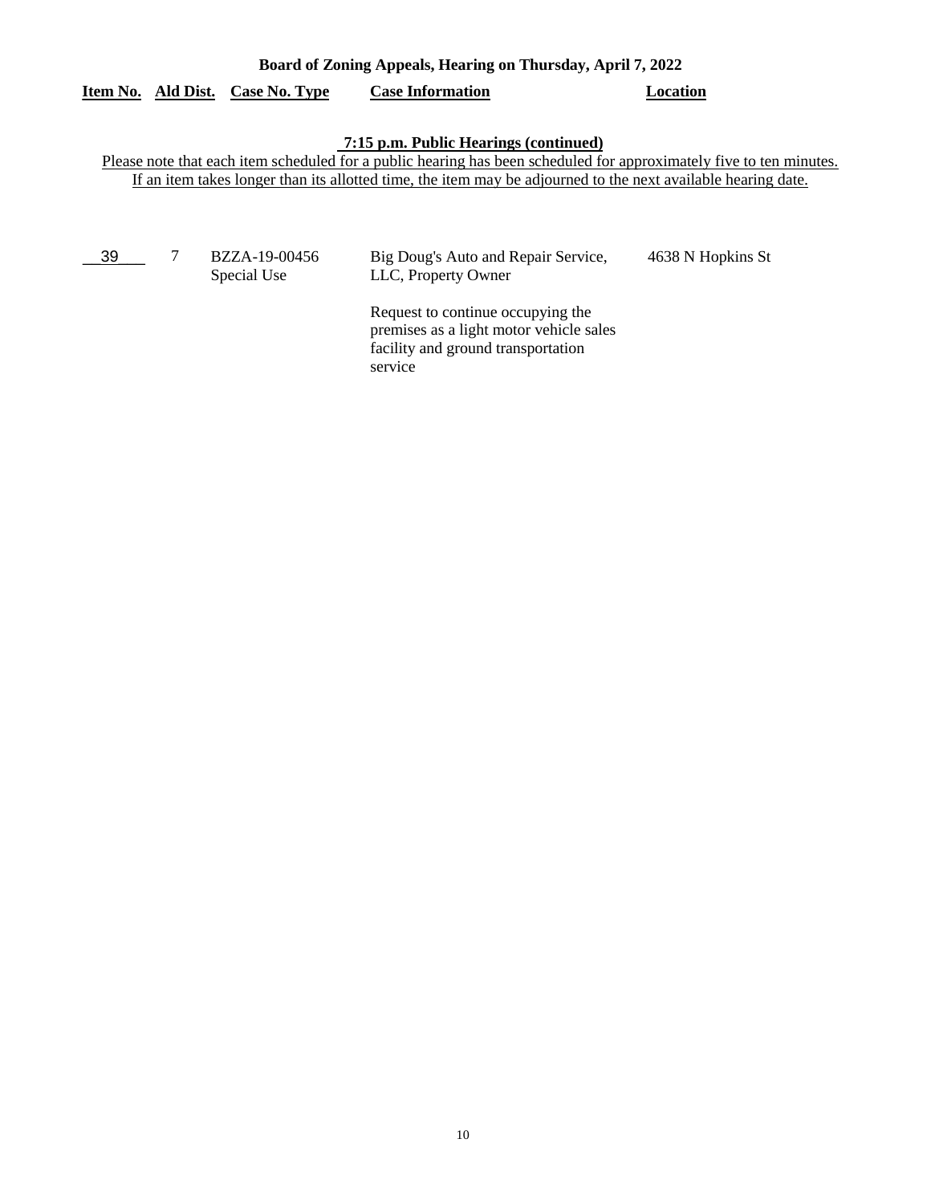**Board of Zoning Appeals, Hearing on Thursday, April 7, 2022**

**7:15 p.m. Public Hearings (continued)**

Please note that each item scheduled for a public hearing has been scheduled for approximately five to ten minutes. If an item takes longer than its allotted time, the item may be adjourned to the next available hearing date.

| Item No. | Ald Dist. | Case No. Type | Case Information | Location |
|---|---|---|---|---|
| 39 | 7 | BZZA-19-00456<br>Special Use | Big Doug's Auto and Repair Service, LLC, Property Owner<br><br>Request to continue occupying the premises as a light motor vehicle sales facility and ground transportation service | 4638 N Hopkins St |